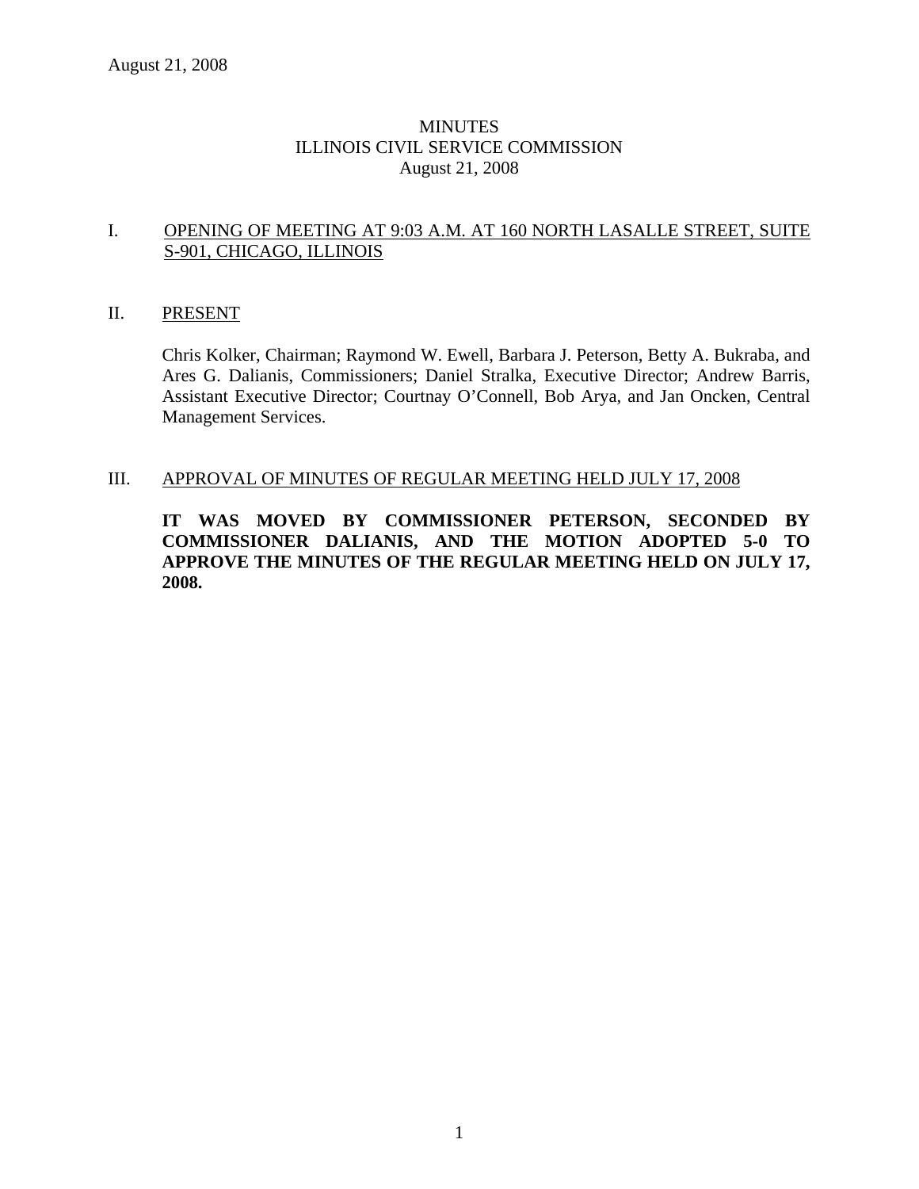August 21, 2008

# MINUTES
# ILLINOIS CIVIL SERVICE COMMISSION
# August 21, 2008

## I. OPENING OF MEETING AT 9:03 A.M. AT 160 NORTH LASALLE STREET, SUITE S-901, CHICAGO, ILLINOIS

## II. PRESENT

Chris Kolker, Chairman; Raymond W. Ewell, Barbara J. Peterson, Betty A. Bukraba, and Ares G. Dalianis, Commissioners; Daniel Stralka, Executive Director; Andrew Barris, Assistant Executive Director; Courtnay O'Connell, Bob Arya, and Jan Oncken, Central Management Services.

## III. APPROVAL OF MINUTES OF REGULAR MEETING HELD JULY 17, 2008

**IT WAS MOVED BY COMMISSIONER PETERSON, SECONDED BY COMMISSIONER DALIANIS, AND THE MOTION ADOPTED 5-0 TO APPROVE THE MINUTES OF THE REGULAR MEETING HELD ON JULY 17, 2008.**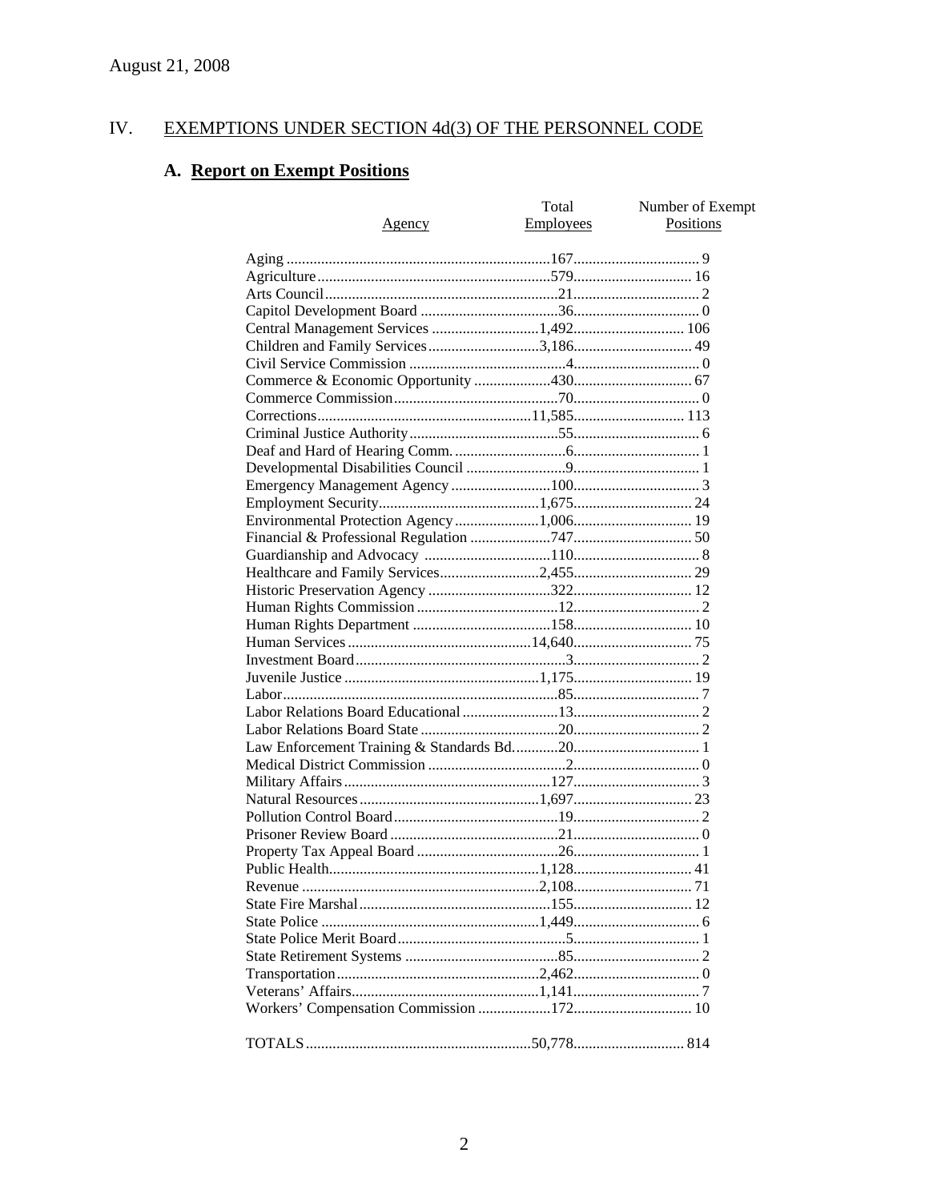August 21, 2008

## IV. EXEMPTIONS UNDER SECTION 4d(3) OF THE PERSONNEL CODE

### A. Report on Exempt Positions

| Agency | Total Employees | Number of Exempt Positions |
|---|---|---|
| Aging | 167 | 9 |
| Agriculture | 579 | 16 |
| Arts Council | 21 | 2 |
| Capitol Development Board | 36 | 0 |
| Central Management Services | 1,492 | 106 |
| Children and Family Services | 3,186 | 49 |
| Civil Service Commission | 4 | 0 |
| Commerce & Economic Opportunity | 430 | 67 |
| Commerce Commission | 70 | 0 |
| Corrections | 11,585 | 113 |
| Criminal Justice Authority | 55 | 6 |
| Deaf and Hard of Hearing Comm. | 6 | 1 |
| Developmental Disabilities Council | 9 | 1 |
| Emergency Management Agency | 100 | 3 |
| Employment Security | 1,675 | 24 |
| Environmental Protection Agency | 1,006 | 19 |
| Financial & Professional Regulation | 747 | 50 |
| Guardianship and Advocacy | 110 | 8 |
| Healthcare and Family Services | 2,455 | 29 |
| Historic Preservation Agency | 322 | 12 |
| Human Rights Commission | 12 | 2 |
| Human Rights Department | 158 | 10 |
| Human Services | 14,640 | 75 |
| Investment Board | 3 | 2 |
| Juvenile Justice | 1,175 | 19 |
| Labor | 85 | 7 |
| Labor Relations Board Educational | 13 | 2 |
| Labor Relations Board State | 20 | 2 |
| Law Enforcement Training & Standards Bd. | 20 | 1 |
| Medical District Commission | 2 | 0 |
| Military Affairs | 127 | 3 |
| Natural Resources | 1,697 | 23 |
| Pollution Control Board | 19 | 2 |
| Prisoner Review Board | 21 | 0 |
| Property Tax Appeal Board | 26 | 1 |
| Public Health | 1,128 | 41 |
| Revenue | 2,108 | 71 |
| State Fire Marshal | 155 | 12 |
| State Police | 1,449 | 6 |
| State Police Merit Board | 5 | 1 |
| State Retirement Systems | 85 | 2 |
| Transportation | 2,462 | 0 |
| Veterans' Affairs | 1,141 | 7 |
| Workers' Compensation Commission | 172 | 10 |
| TOTALS | 50,778 | 814 |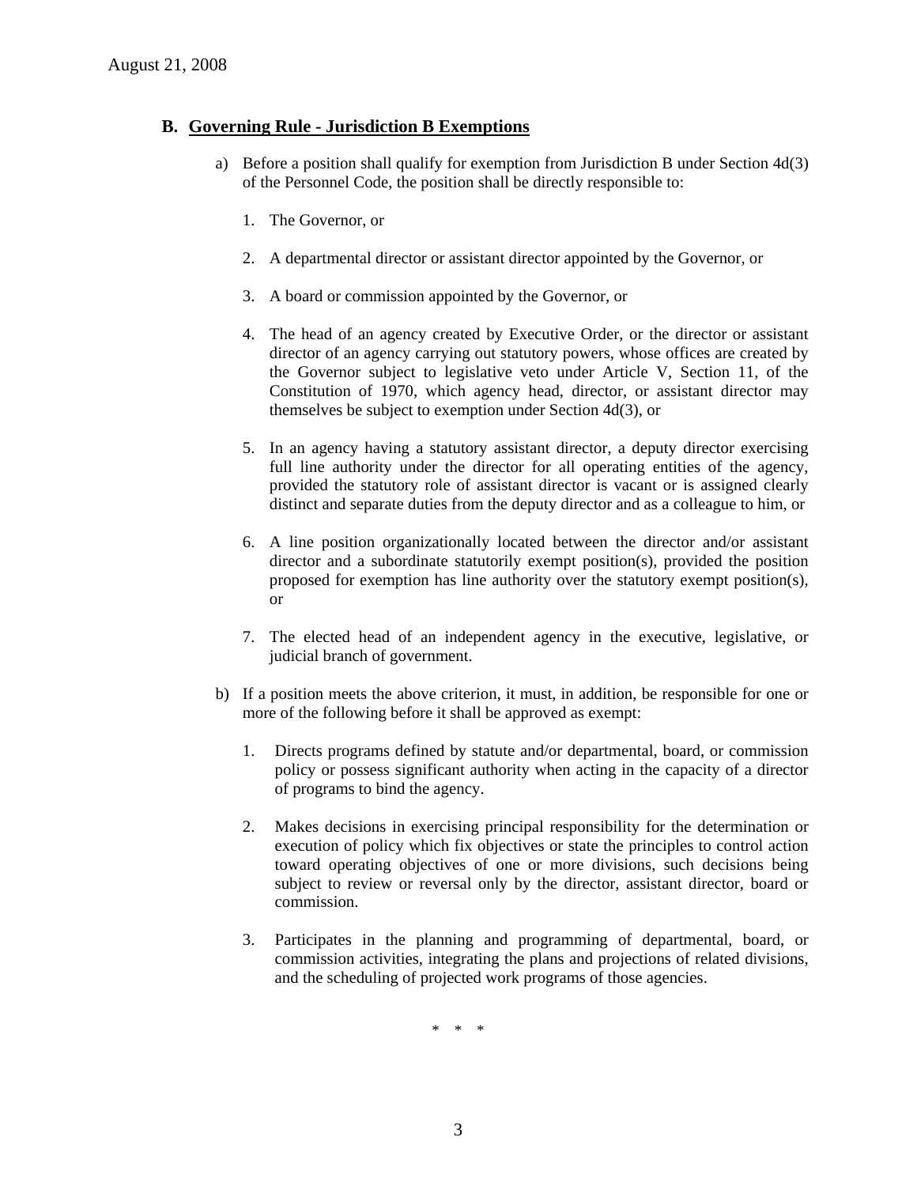### B. Governing Rule - Jurisdiction B Exemptions

a) Before a position shall qualify for exemption from Jurisdiction B under Section 4d(3) of the Personnel Code, the position shall be directly responsible to:

1. The Governor, or

2. A departmental director or assistant director appointed by the Governor, or

3. A board or commission appointed by the Governor, or

4. The head of an agency created by Executive Order, or the director or assistant director of an agency carrying out statutory powers, whose offices are created by the Governor subject to legislative veto under Article V, Section 11, of the Constitution of 1970, which agency head, director, or assistant director may themselves be subject to exemption under Section 4d(3), or

5. In an agency having a statutory assistant director, a deputy director exercising full line authority under the director for all operating entities of the agency, provided the statutory role of assistant director is vacant or is assigned clearly distinct and separate duties from the deputy director and as a colleague to him, or

6. A line position organizationally located between the director and/or assistant director and a subordinate statutorily exempt position(s), provided the position proposed for exemption has line authority over the statutory exempt position(s), or

7. The elected head of an independent agency in the executive, legislative, or judicial branch of government.

b) If a position meets the above criterion, it must, in addition, be responsible for one or more of the following before it shall be approved as exempt:

1. Directs programs defined by statute and/or departmental, board, or commission policy or possess significant authority when acting in the capacity of a director of programs to bind the agency.

2. Makes decisions in exercising principal responsibility for the determination or execution of policy which fix objectives or state the principles to control action toward operating objectives of one or more divisions, such decisions being subject to review or reversal only by the director, assistant director, board or commission.

3. Participates in the planning and programming of departmental, board, or commission activities, integrating the plans and projections of related divisions, and the scheduling of projected work programs of those agencies.

\* \* \*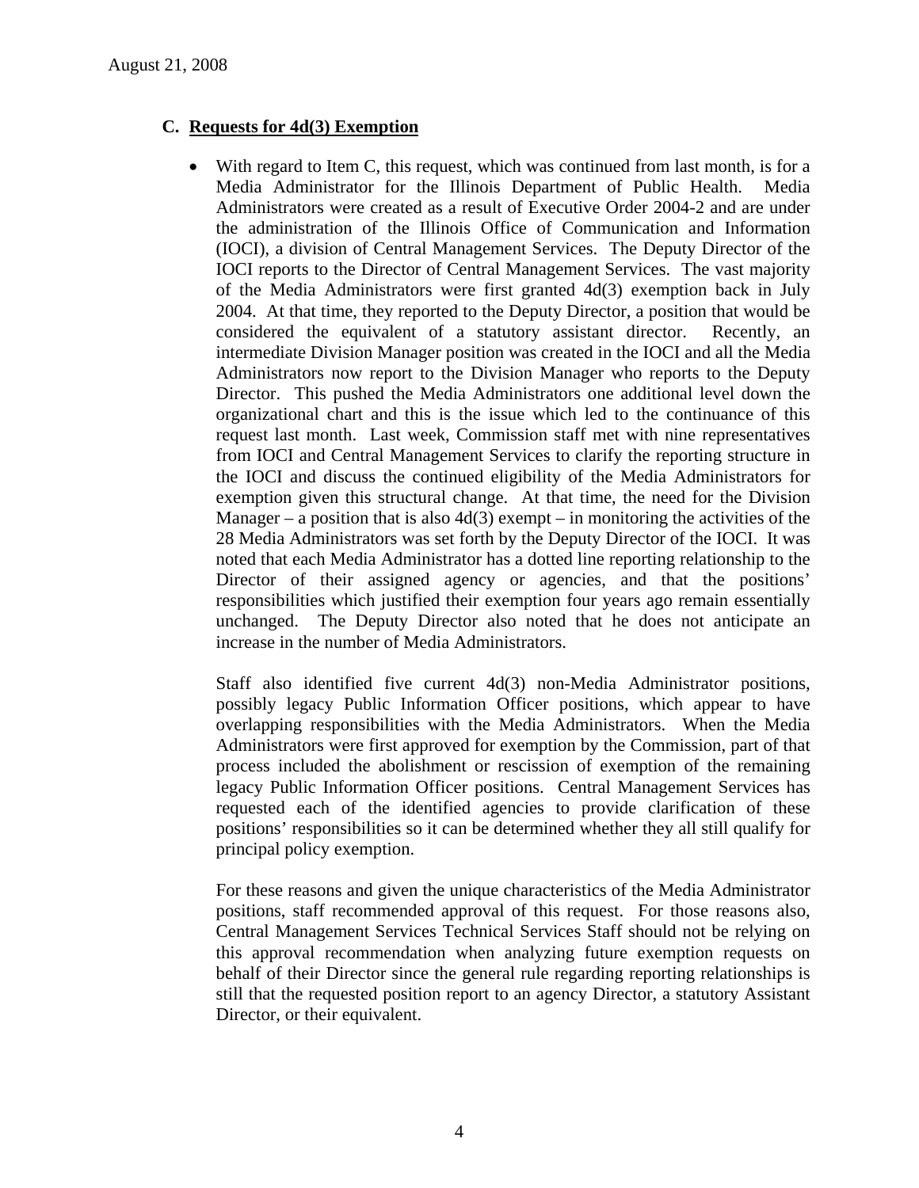### C. Requests for 4d(3) Exemption

- With regard to Item C, this request, which was continued from last month, is for a Media Administrator for the Illinois Department of Public Health. Media Administrators were created as a result of Executive Order 2004-2 and are under the administration of the Illinois Office of Communication and Information (IOCI), a division of Central Management Services. The Deputy Director of the IOCI reports to the Director of Central Management Services. The vast majority of the Media Administrators were first granted 4d(3) exemption back in July 2004. At that time, they reported to the Deputy Director, a position that would be considered the equivalent of a statutory assistant director. Recently, an intermediate Division Manager position was created in the IOCI and all the Media Administrators now report to the Division Manager who reports to the Deputy Director. This pushed the Media Administrators one additional level down the organizational chart and this is the issue which led to the continuance of this request last month. Last week, Commission staff met with nine representatives from IOCI and Central Management Services to clarify the reporting structure in the IOCI and discuss the continued eligibility of the Media Administrators for exemption given this structural change. At that time, the need for the Division Manager – a position that is also 4d(3) exempt – in monitoring the activities of the 28 Media Administrators was set forth by the Deputy Director of the IOCI. It was noted that each Media Administrator has a dotted line reporting relationship to the Director of their assigned agency or agencies, and that the positions' responsibilities which justified their exemption four years ago remain essentially unchanged. The Deputy Director also noted that he does not anticipate an increase in the number of Media Administrators.

  Staff also identified five current 4d(3) non-Media Administrator positions, possibly legacy Public Information Officer positions, which appear to have overlapping responsibilities with the Media Administrators. When the Media Administrators were first approved for exemption by the Commission, part of that process included the abolishment or rescission of exemption of the remaining legacy Public Information Officer positions. Central Management Services has requested each of the identified agencies to provide clarification of these positions' responsibilities so it can be determined whether they all still qualify for principal policy exemption.

  For these reasons and given the unique characteristics of the Media Administrator positions, staff recommended approval of this request. For those reasons also, Central Management Services Technical Services Staff should not be relying on this approval recommendation when analyzing future exemption requests on behalf of their Director since the general rule regarding reporting relationships is still that the requested position report to an agency Director, a statutory Assistant Director, or their equivalent.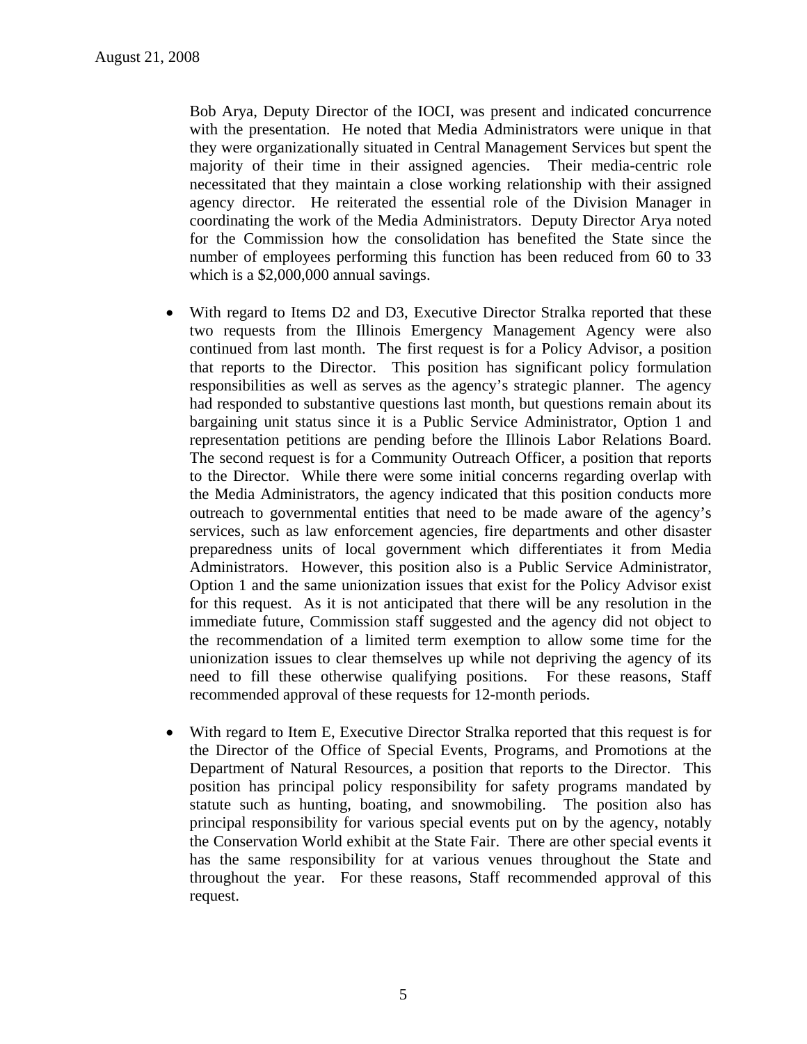Bob Arya, Deputy Director of the IOCI, was present and indicated concurrence with the presentation. He noted that Media Administrators were unique in that they were organizationally situated in Central Management Services but spent the majority of their time in their assigned agencies. Their media-centric role necessitated that they maintain a close working relationship with their assigned agency director. He reiterated the essential role of the Division Manager in coordinating the work of the Media Administrators. Deputy Director Arya noted for the Commission how the consolidation has benefited the State since the number of employees performing this function has been reduced from 60 to 33 which is a $2,000,000 annual savings.

- With regard to Items D2 and D3, Executive Director Stralka reported that these two requests from the Illinois Emergency Management Agency were also continued from last month. The first request is for a Policy Advisor, a position that reports to the Director. This position has significant policy formulation responsibilities as well as serves as the agency's strategic planner. The agency had responded to substantive questions last month, but questions remain about its bargaining unit status since it is a Public Service Administrator, Option 1 and representation petitions are pending before the Illinois Labor Relations Board. The second request is for a Community Outreach Officer, a position that reports to the Director. While there were some initial concerns regarding overlap with the Media Administrators, the agency indicated that this position conducts more outreach to governmental entities that need to be made aware of the agency's services, such as law enforcement agencies, fire departments and other disaster preparedness units of local government which differentiates it from Media Administrators. However, this position also is a Public Service Administrator, Option 1 and the same unionization issues that exist for the Policy Advisor exist for this request. As it is not anticipated that there will be any resolution in the immediate future, Commission staff suggested and the agency did not object to the recommendation of a limited term exemption to allow some time for the unionization issues to clear themselves up while not depriving the agency of its need to fill these otherwise qualifying positions. For these reasons, Staff recommended approval of these requests for 12-month periods.

- With regard to Item E, Executive Director Stralka reported that this request is for the Director of the Office of Special Events, Programs, and Promotions at the Department of Natural Resources, a position that reports to the Director. This position has principal policy responsibility for safety programs mandated by statute such as hunting, boating, and snowmobiling. The position also has principal responsibility for various special events put on by the agency, notably the Conservation World exhibit at the State Fair. There are other special events it has the same responsibility for at various venues throughout the State and throughout the year. For these reasons, Staff recommended approval of this request.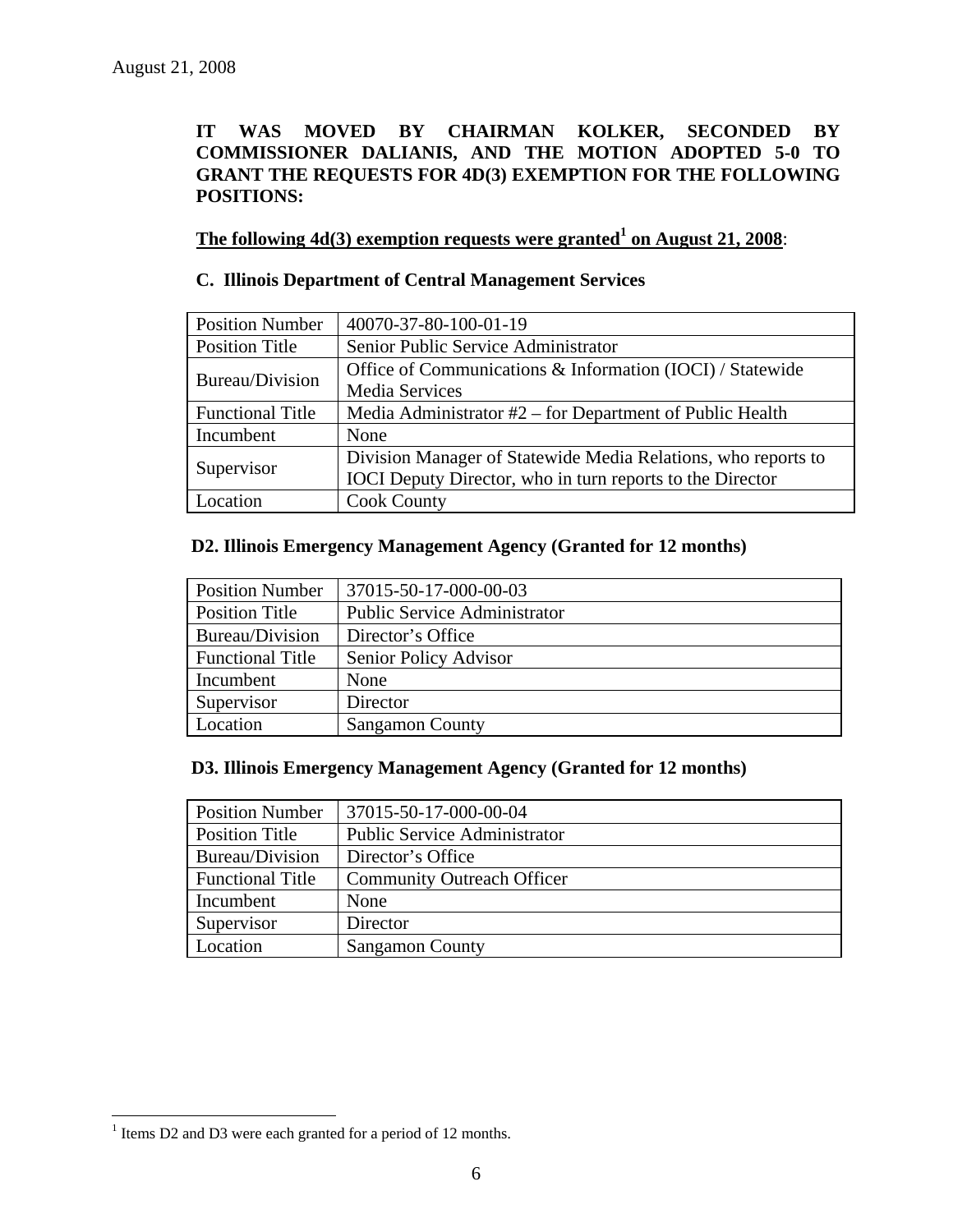August 21, 2008

**IT WAS MOVED BY CHAIRMAN KOLKER, SECONDED BY COMMISSIONER DALIANIS, AND THE MOTION ADOPTED 5-0 TO GRANT THE REQUESTS FOR 4D(3) EXEMPTION FOR THE FOLLOWING POSITIONS:**

**The following 4d(3) exemption requests were granted[1] on August 21, 2008**:

**C. Illinois Department of Central Management Services**

| Position Number | 40070-37-80-100-01-19 |
|---|---|
| Position Title | Senior Public Service Administrator |
| Bureau/Division | Office of Communications & Information (IOCI) / Statewide Media Services |
| Functional Title | Media Administrator #2 – for Department of Public Health |
| Incumbent | None |
| Supervisor | Division Manager of Statewide Media Relations, who reports to IOCI Deputy Director, who in turn reports to the Director |
| Location | Cook County |

**D2. Illinois Emergency Management Agency (Granted for 12 months)**

| Position Number | 37015-50-17-000-00-03 |
|---|---|
| Position Title | Public Service Administrator |
| Bureau/Division | Director's Office |
| Functional Title | Senior Policy Advisor |
| Incumbent | None |
| Supervisor | Director |
| Location | Sangamon County |

**D3. Illinois Emergency Management Agency (Granted for 12 months)**

| Position Number | 37015-50-17-000-00-04 |
|---|---|
| Position Title | Public Service Administrator |
| Bureau/Division | Director's Office |
| Functional Title | Community Outreach Officer |
| Incumbent | None |
| Supervisor | Director |
| Location | Sangamon County |

[1] Items D2 and D3 were each granted for a period of 12 months.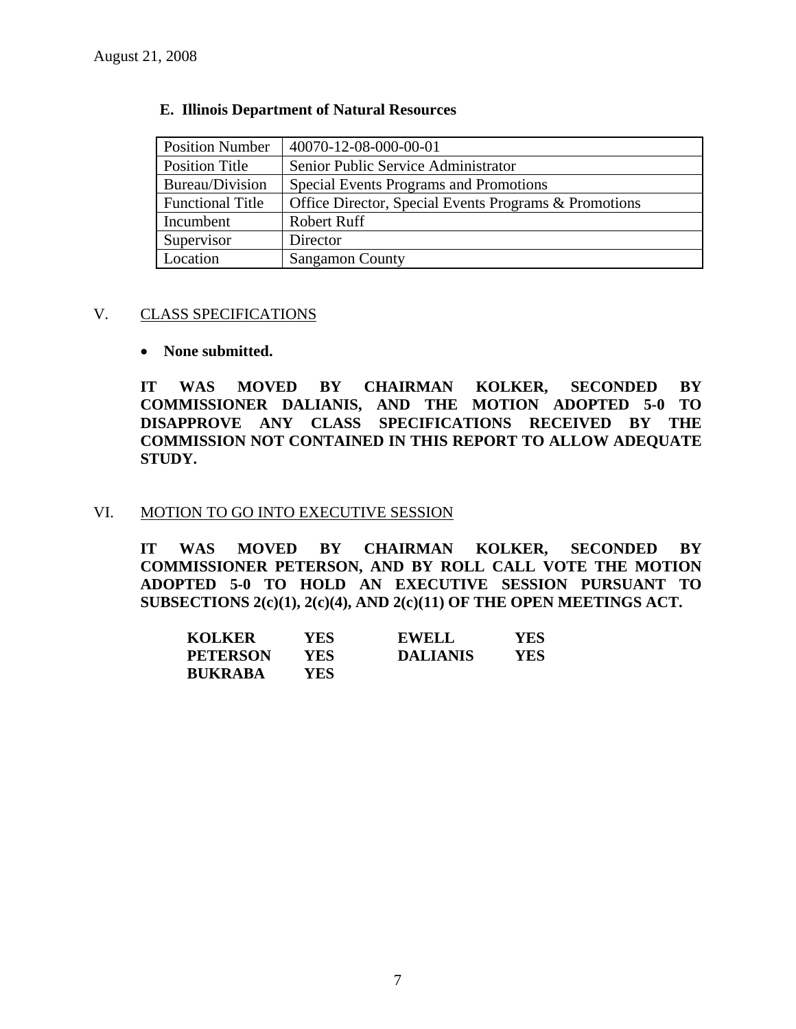August 21, 2008

**E. Illinois Department of Natural Resources**

| Position Number | 40070-12-08-000-00-01 |
|---|---|
| Position Title | Senior Public Service Administrator |
| Bureau/Division | Special Events Programs and Promotions |
| Functional Title | Office Director, Special Events Programs & Promotions |
| Incumbent | Robert Ruff |
| Supervisor | Director |
| Location | Sangamon County |

## V. CLASS SPECIFICATIONS

- **None submitted.**

**IT WAS MOVED BY CHAIRMAN KOLKER, SECONDED BY COMMISSIONER DALIANIS, AND THE MOTION ADOPTED 5-0 TO DISAPPROVE ANY CLASS SPECIFICATIONS RECEIVED BY THE COMMISSION NOT CONTAINED IN THIS REPORT TO ALLOW ADEQUATE STUDY.**

## VI. MOTION TO GO INTO EXECUTIVE SESSION

**IT WAS MOVED BY CHAIRMAN KOLKER, SECONDED BY COMMISSIONER PETERSON, AND BY ROLL CALL VOTE THE MOTION ADOPTED 5-0 TO HOLD AN EXECUTIVE SESSION PURSUANT TO SUBSECTIONS 2(c)(1), 2(c)(4), AND 2(c)(11) OF THE OPEN MEETINGS ACT.**

| | | | |
|---|---|---|---|
| **KOLKER** | **YES** | **EWELL** | **YES** |
| **PETERSON** | **YES** | **DALIANIS** | **YES** |
| **BUKRABA** | **YES** | | |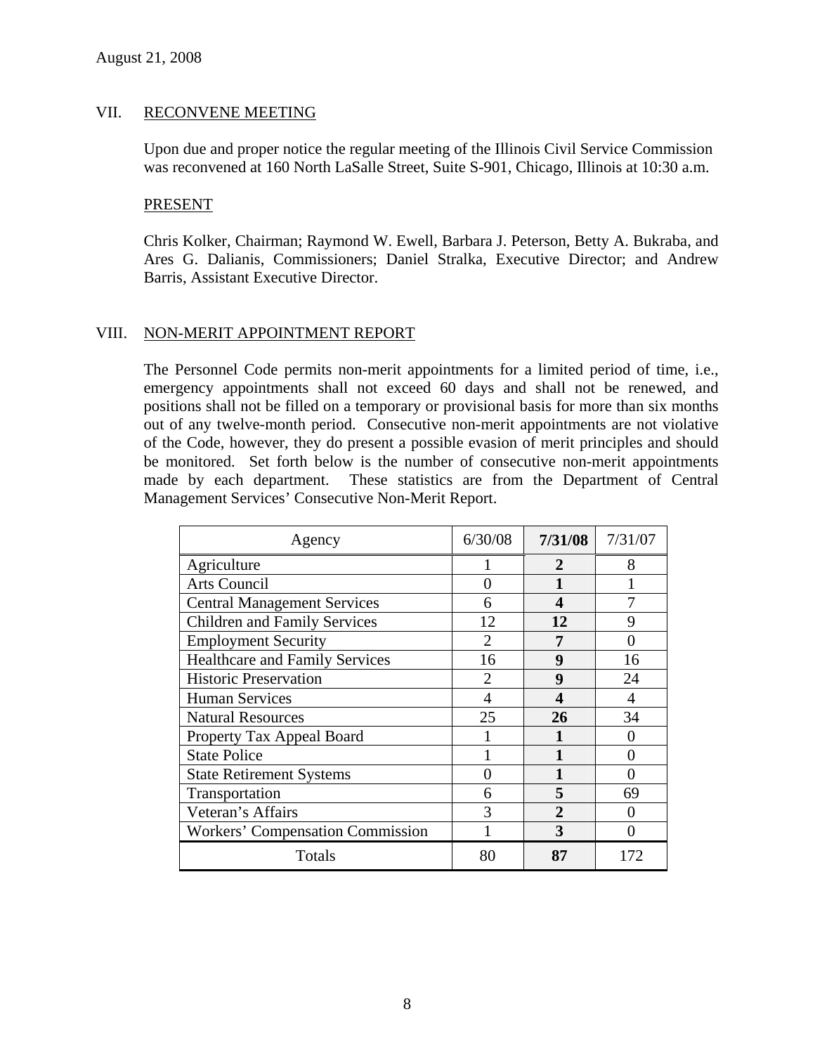August 21, 2008

## VII. RECONVENE MEETING

Upon due and proper notice the regular meeting of the Illinois Civil Service Commission was reconvened at 160 North LaSalle Street, Suite S-901, Chicago, Illinois at 10:30 a.m.

PRESENT

Chris Kolker, Chairman; Raymond W. Ewell, Barbara J. Peterson, Betty A. Bukraba, and Ares G. Dalianis, Commissioners; Daniel Stralka, Executive Director; and Andrew Barris, Assistant Executive Director.

## VIII. NON-MERIT APPOINTMENT REPORT

The Personnel Code permits non-merit appointments for a limited period of time, i.e., emergency appointments shall not exceed 60 days and shall not be renewed, and positions shall not be filled on a temporary or provisional basis for more than six months out of any twelve-month period. Consecutive non-merit appointments are not violative of the Code, however, they do present a possible evasion of merit principles and should be monitored. Set forth below is the number of consecutive non-merit appointments made by each department. These statistics are from the Department of Central Management Services' Consecutive Non-Merit Report.

| Agency | 6/30/08 | **7/31/08** | 7/31/07 |
|---|---|---|---|
| Agriculture | 1 | **2** | 8 |
| Arts Council | 0 | **1** | 1 |
| Central Management Services | 6 | **4** | 7 |
| Children and Family Services | 12 | **12** | 9 |
| Employment Security | 2 | **7** | 0 |
| Healthcare and Family Services | 16 | **9** | 16 |
| Historic Preservation | 2 | **9** | 24 |
| Human Services | 4 | **4** | 4 |
| Natural Resources | 25 | **26** | 34 |
| Property Tax Appeal Board | 1 | **1** | 0 |
| State Police | 1 | **1** | 0 |
| State Retirement Systems | 0 | **1** | 0 |
| Transportation | 6 | **5** | 69 |
| Veteran's Affairs | 3 | **2** | 0 |
| Workers' Compensation Commission | 1 | **3** | 0 |
| Totals | 80 | **87** | 172 |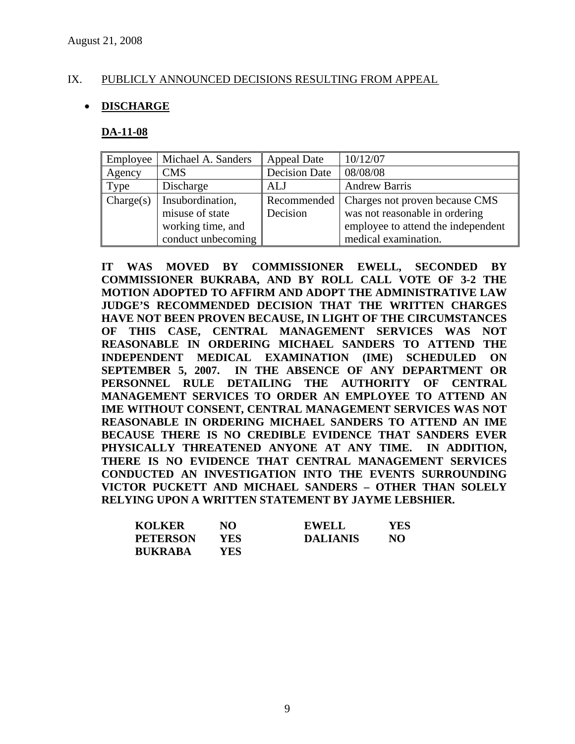August 21, 2008

## IX. PUBLICLY ANNOUNCED DECISIONS RESULTING FROM APPEAL

- **DISCHARGE**

### DA-11-08

| Employee | Michael A. Sanders | Appeal Date | 10/12/07 |
|---|---|---|---|
| Agency | CMS | Decision Date | 08/08/08 |
| Type | Discharge | ALJ | Andrew Barris |
| Charge(s) | Insubordination, misuse of state working time, and conduct unbecoming | Recommended Decision | Charges not proven because CMS was not reasonable in ordering employee to attend the independent medical examination. |

**IT WAS MOVED BY COMMISSIONER EWELL, SECONDED BY COMMISSIONER BUKRABA, AND BY ROLL CALL VOTE OF 3-2 THE MOTION ADOPTED TO AFFIRM AND ADOPT THE ADMINISTRATIVE LAW JUDGE'S RECOMMENDED DECISION THAT THE WRITTEN CHARGES HAVE NOT BEEN PROVEN BECAUSE, IN LIGHT OF THE CIRCUMSTANCES OF THIS CASE, CENTRAL MANAGEMENT SERVICES WAS NOT REASONABLE IN ORDERING MICHAEL SANDERS TO ATTEND THE INDEPENDENT MEDICAL EXAMINATION (IME) SCHEDULED ON SEPTEMBER 5, 2007. IN THE ABSENCE OF ANY DEPARTMENT OR PERSONNEL RULE DETAILING THE AUTHORITY OF CENTRAL MANAGEMENT SERVICES TO ORDER AN EMPLOYEE TO ATTEND AN IME WITHOUT CONSENT, CENTRAL MANAGEMENT SERVICES WAS NOT REASONABLE IN ORDERING MICHAEL SANDERS TO ATTEND AN IME BECAUSE THERE IS NO CREDIBLE EVIDENCE THAT SANDERS EVER PHYSICALLY THREATENED ANYONE AT ANY TIME. IN ADDITION, THERE IS NO EVIDENCE THAT CENTRAL MANAGEMENT SERVICES CONDUCTED AN INVESTIGATION INTO THE EVENTS SURROUNDING VICTOR PUCKETT AND MICHAEL SANDERS – OTHER THAN SOLELY RELYING UPON A WRITTEN STATEMENT BY JAYME LEBSHIER.**

| | | | |
|---|---|---|---|
| **KOLKER** | **NO** | **EWELL** | **YES** |
| **PETERSON** | **YES** | **DALIANIS** | **NO** |
| **BUKRABA** | **YES** | | |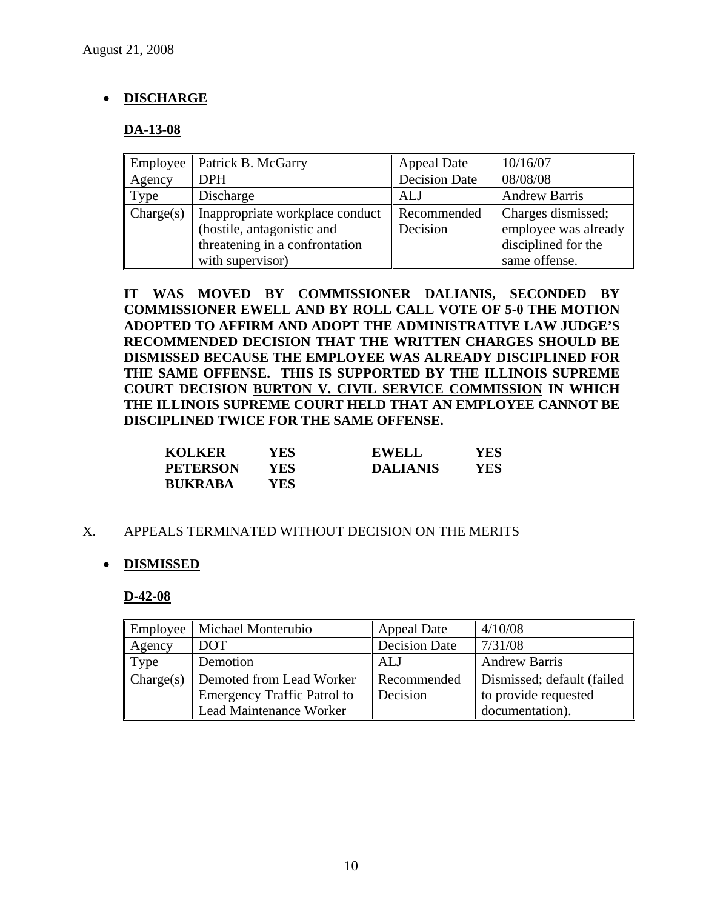August 21, 2008

- **DISCHARGE**

**DA-13-08**

| Employee | Patrick B. McGarry | Appeal Date | 10/16/07 |
|---|---|---|---|
| Agency | DPH | Decision Date | 08/08/08 |
| Type | Discharge | ALJ | Andrew Barris |
| Charge(s) | Inappropriate workplace conduct (hostile, antagonistic and threatening in a confrontation with supervisor) | Recommended Decision | Charges dismissed; employee was already disciplined for the same offense. |

**IT WAS MOVED BY COMMISSIONER DALIANIS, SECONDED BY COMMISSIONER EWELL AND BY ROLL CALL VOTE OF 5-0 THE MOTION ADOPTED TO AFFIRM AND ADOPT THE ADMINISTRATIVE LAW JUDGE'S RECOMMENDED DECISION THAT THE WRITTEN CHARGES SHOULD BE DISMISSED BECAUSE THE EMPLOYEE WAS ALREADY DISCIPLINED FOR THE SAME OFFENSE. THIS IS SUPPORTED BY THE ILLINOIS SUPREME COURT DECISION BURTON V. CIVIL SERVICE COMMISSION IN WHICH THE ILLINOIS SUPREME COURT HELD THAT AN EMPLOYEE CANNOT BE DISCIPLINED TWICE FOR THE SAME OFFENSE.**

| | | | |
|---|---|---|---|
| **KOLKER** | **YES** | **EWELL** | **YES** |
| **PETERSON** | **YES** | **DALIANIS** | **YES** |
| **BUKRABA** | **YES** | | |

X. APPEALS TERMINATED WITHOUT DECISION ON THE MERITS

- **DISMISSED**

**D-42-08**

| Employee | Michael Monterubio | Appeal Date | 4/10/08 |
|---|---|---|---|
| Agency | DOT | Decision Date | 7/31/08 |
| Type | Demotion | ALJ | Andrew Barris |
| Charge(s) | Demoted from Lead Worker Emergency Traffic Patrol to Lead Maintenance Worker | Recommended Decision | Dismissed; default (failed to provide requested documentation). |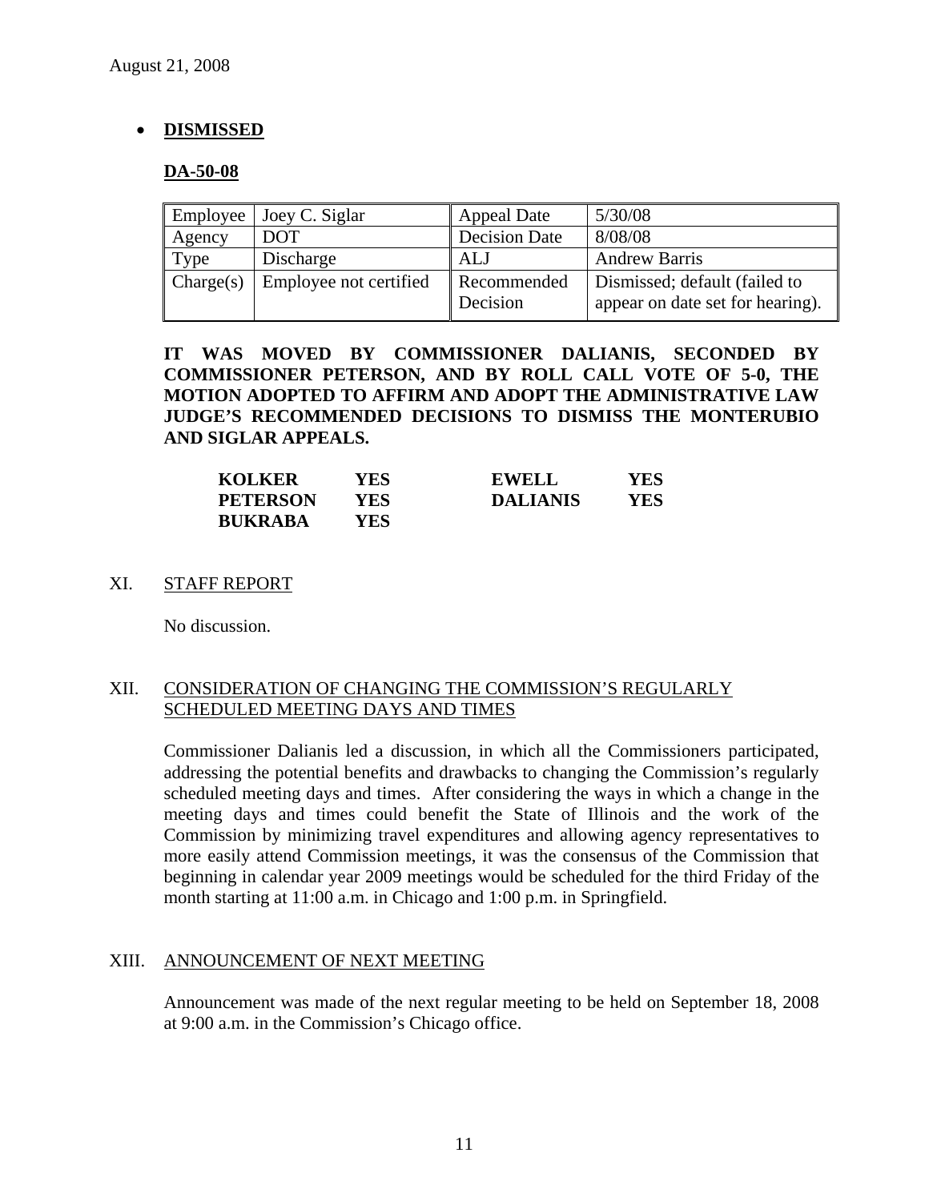August 21, 2008

- **DISMISSED**

**DA-50-08**

| Employee | Joey C. Siglar | Appeal Date | 5/30/08 |
|---|---|---|---|
| Agency | DOT | Decision Date | 8/08/08 |
| Type | Discharge | ALJ | Andrew Barris |
| Charge(s) | Employee not certified | Recommended Decision | Dismissed; default (failed to appear on date set for hearing). |

**IT WAS MOVED BY COMMISSIONER DALIANIS, SECONDED BY COMMISSIONER PETERSON, AND BY ROLL CALL VOTE OF 5-0, THE MOTION ADOPTED TO AFFIRM AND ADOPT THE ADMINISTRATIVE LAW JUDGE'S RECOMMENDED DECISIONS TO DISMISS THE MONTERUBIO AND SIGLAR APPEALS.**

| | | | |
|---|---|---|---|
| **KOLKER** | **YES** | **EWELL** | **YES** |
| **PETERSON** | **YES** | **DALIANIS** | **YES** |
| **BUKRABA** | **YES** | | |

## XI. STAFF REPORT

No discussion.

## XII. CONSIDERATION OF CHANGING THE COMMISSION'S REGULARLY SCHEDULED MEETING DAYS AND TIMES

Commissioner Dalianis led a discussion, in which all the Commissioners participated, addressing the potential benefits and drawbacks to changing the Commission's regularly scheduled meeting days and times. After considering the ways in which a change in the meeting days and times could benefit the State of Illinois and the work of the Commission by minimizing travel expenditures and allowing agency representatives to more easily attend Commission meetings, it was the consensus of the Commission that beginning in calendar year 2009 meetings would be scheduled for the third Friday of the month starting at 11:00 a.m. in Chicago and 1:00 p.m. in Springfield.

## XIII. ANNOUNCEMENT OF NEXT MEETING

Announcement was made of the next regular meeting to be held on September 18, 2008 at 9:00 a.m. in the Commission's Chicago office.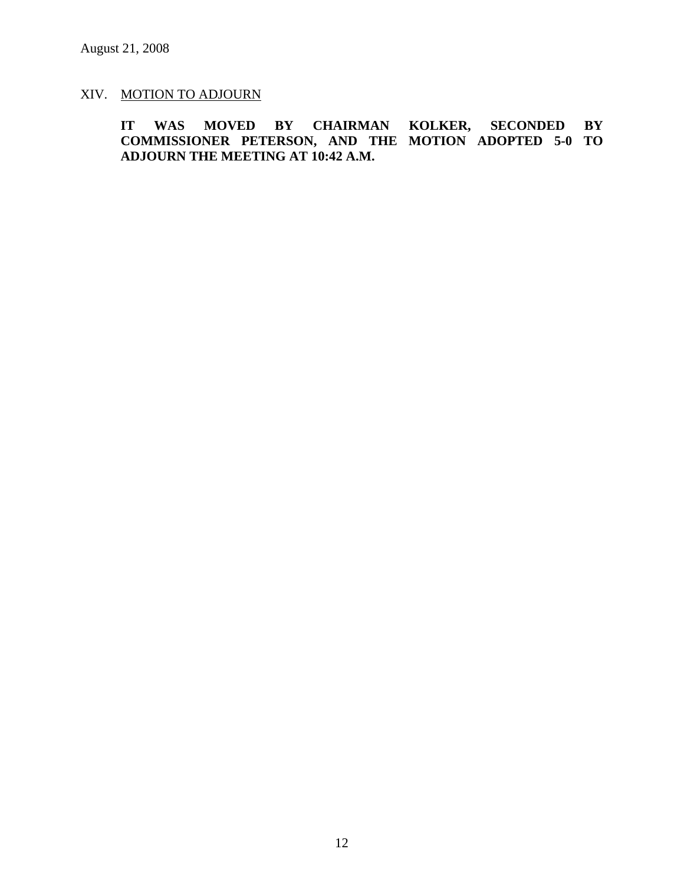XIV. MOTION TO ADJOURN

**IT WAS MOVED BY CHAIRMAN KOLKER, SECONDED BY COMMISSIONER PETERSON, AND THE MOTION ADOPTED 5-0 TO ADJOURN THE MEETING AT 10:42 A.M.**